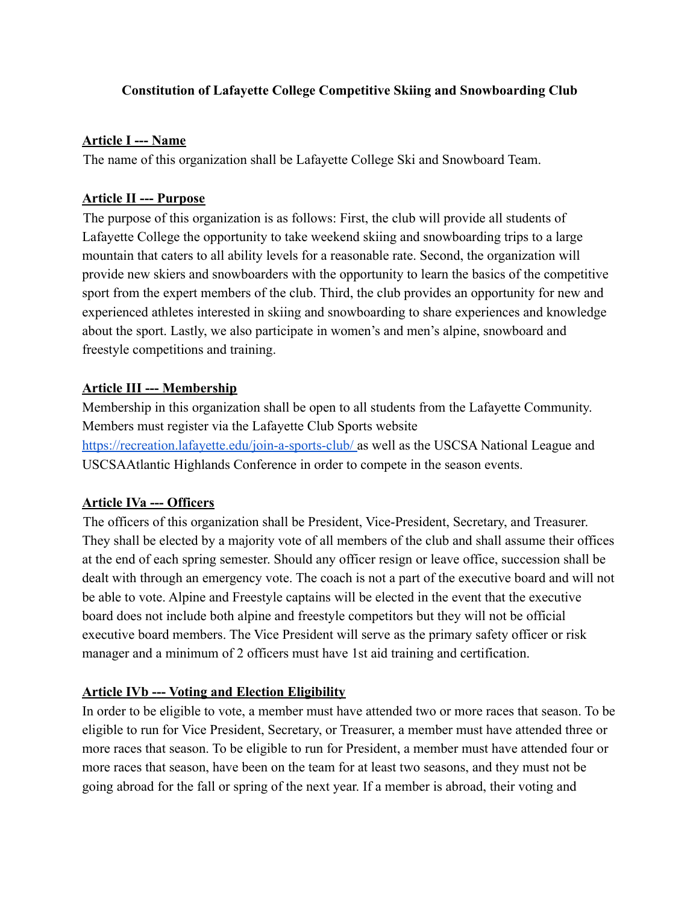**Constitution of Lafayette College Competitive Skiing and Snowboarding Club**

## Article I --- Name

The name of this organization shall be Lafayette College Ski and Snowboard Team.

## Article II --- Purpose

The purpose of this organization is as follows: First, the club will provide all students of Lafayette College the opportunity to take weekend skiing and snowboarding trips to a large mountain that caters to all ability levels for a reasonable rate. Second, the organization will provide new skiers and snowboarders with the opportunity to learn the basics of the competitive sport from the expert members of the club. Third, the club provides an opportunity for new and experienced athletes interested in skiing and snowboarding to share experiences and knowledge about the sport. Lastly, we also participate in women's and men's alpine, snowboard and freestyle competitions and training.

## Article III --- Membership

Membership in this organization shall be open to all students from the Lafayette Community. Members must register via the Lafayette Club Sports website [https://recreation.lafayette.edu/join-a-sports-club/](https://recreation.lafayette.edu/join-a-sports-club/) as well as the USCSA National League and USCSAAtlantic Highlands Conference in order to compete in the season events.

## Article IVa --- Officers

The officers of this organization shall be President, Vice-President, Secretary, and Treasurer. They shall be elected by a majority vote of all members of the club and shall assume their offices at the end of each spring semester. Should any officer resign or leave office, succession shall be dealt with through an emergency vote. The coach is not a part of the executive board and will not be able to vote. Alpine and Freestyle captains will be elected in the event that the executive board does not include both alpine and freestyle competitors but they will not be official executive board members. The Vice President will serve as the primary safety officer or risk manager and a minimum of 2 officers must have 1st aid training and certification.

## Article IVb --- Voting and Election Eligibility

In order to be eligible to vote, a member must have attended two or more races that season. To be eligible to run for Vice President, Secretary, or Treasurer, a member must have attended three or more races that season. To be eligible to run for President, a member must have attended four or more races that season, have been on the team for at least two seasons, and they must not be going abroad for the fall or spring of the next year. If a member is abroad, their voting and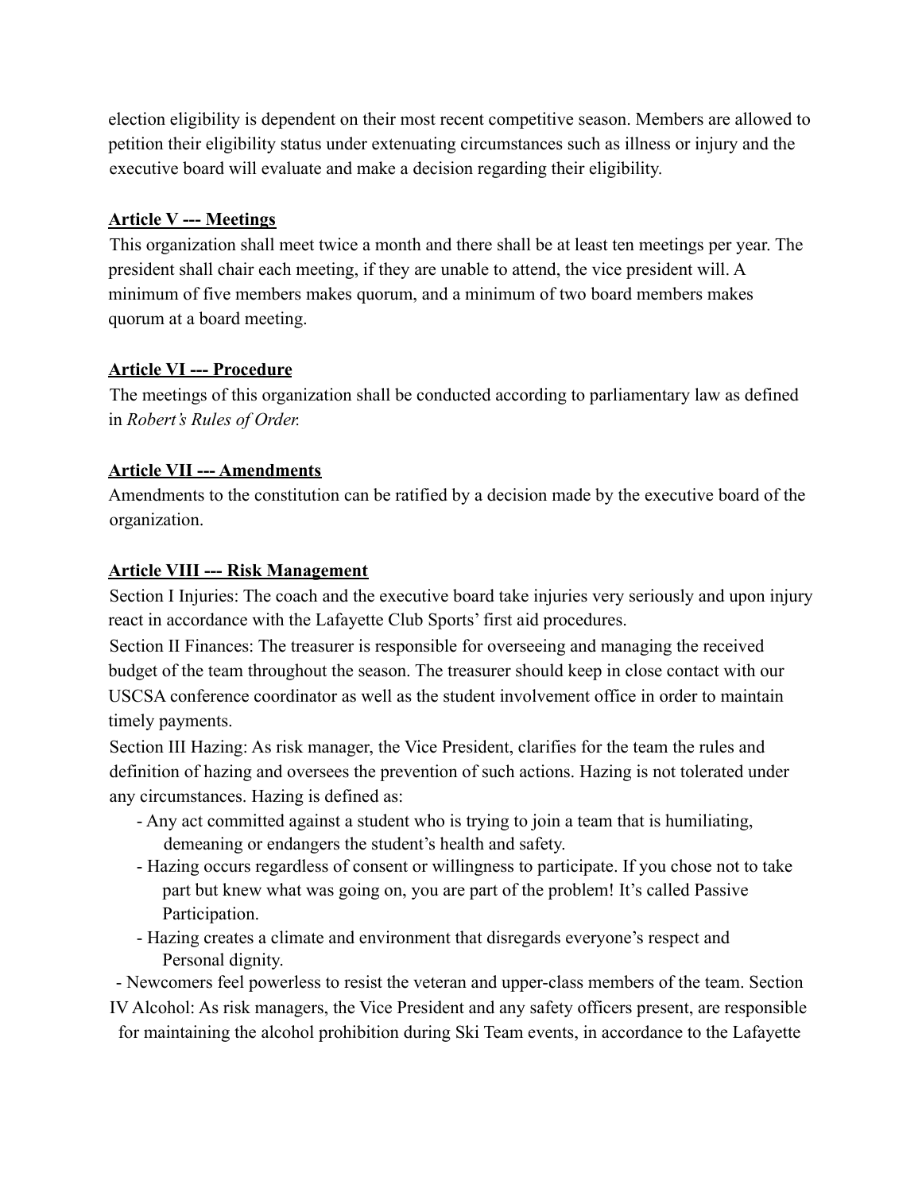election eligibility is dependent on their most recent competitive season. Members are allowed to petition their eligibility status under extenuating circumstances such as illness or injury and the executive board will evaluate and make a decision regarding their eligibility.

**Article V --- Meetings**

This organization shall meet twice a month and there shall be at least ten meetings per year. The president shall chair each meeting, if they are unable to attend, the vice president will. A minimum of five members makes quorum, and a minimum of two board members makes quorum at a board meeting.

**Article VI --- Procedure**

The meetings of this organization shall be conducted according to parliamentary law as defined in *Robert's Rules of Order.*

**Article VII --- Amendments**

Amendments to the constitution can be ratified by a decision made by the executive board of the organization.

**Article VIII --- Risk Management**

Section I Injuries: The coach and the executive board take injuries very seriously and upon injury react in accordance with the Lafayette Club Sports' first aid procedures.

Section II Finances: The treasurer is responsible for overseeing and managing the received budget of the team throughout the season. The treasurer should keep in close contact with our USCSA conference coordinator as well as the student involvement office in order to maintain timely payments.

Section III Hazing: As risk manager, the Vice President, clarifies for the team the rules and definition of hazing and oversees the prevention of such actions. Hazing is not tolerated under any circumstances. Hazing is defined as:

- Any act committed against a student who is trying to join a team that is humiliating, demeaning or endangers the student's health and safety.
- Hazing occurs regardless of consent or willingness to participate. If you chose not to take part but knew what was going on, you are part of the problem! It's called Passive Participation.
- Hazing creates a climate and environment that disregards everyone's respect and Personal dignity.
- Newcomers feel powerless to resist the veteran and upper-class members of the team.

Section IV Alcohol: As risk managers, the Vice President and any safety officers present, are responsible for maintaining the alcohol prohibition during Ski Team events, in accordance to the Lafayette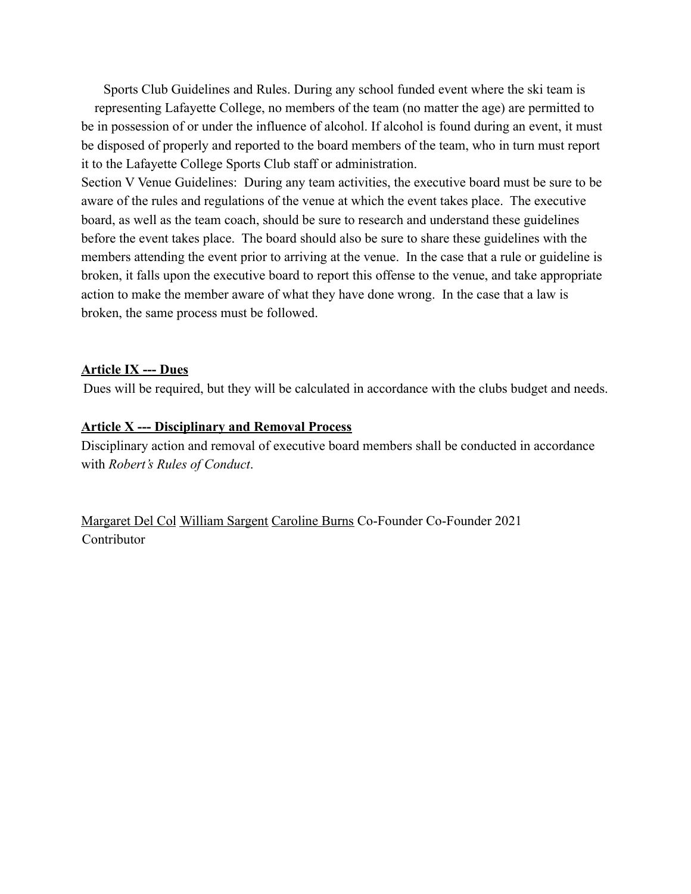Sports Club Guidelines and Rules. During any school funded event where the ski team is representing Lafayette College, no members of the team (no matter the age) are permitted to be in possession of or under the influence of alcohol. If alcohol is found during an event, it must be disposed of properly and reported to the board members of the team, who in turn must report it to the Lafayette College Sports Club staff or administration.

Section V Venue Guidelines: During any team activities, the executive board must be sure to be aware of the rules and regulations of the venue at which the event takes place. The executive board, as well as the team coach, should be sure to research and understand these guidelines before the event takes place. The board should also be sure to share these guidelines with the members attending the event prior to arriving at the venue. In the case that a rule or guideline is broken, it falls upon the executive board to report this offense to the venue, and take appropriate action to make the member aware of what they have done wrong. In the case that a law is broken, the same process must be followed.

**Article IX --- Dues**

Dues will be required, but they will be calculated in accordance with the clubs budget and needs.

**Article X --- Disciplinary and Removal Process**

Disciplinary action and removal of executive board members shall be conducted in accordance with *Robert's Rules of Conduct*.

Margaret Del Col William Sargent Caroline Burns Co-Founder Co-Founder 2021 Contributor